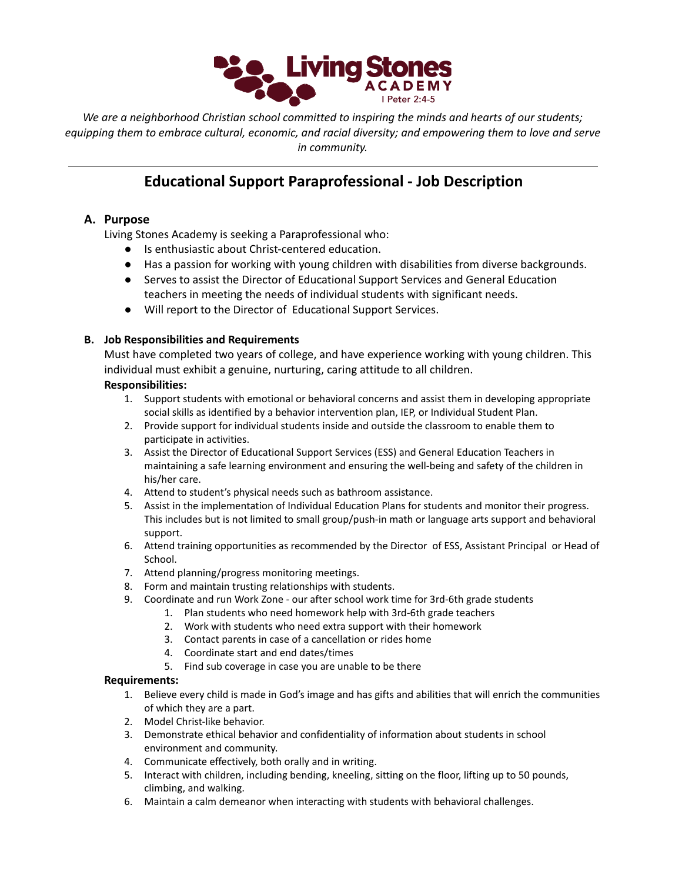Living Stones ACADEMY I Peter 2:4-5

*We are a neighborhood Christian school committed to inspiring the minds and hearts of our students; equipping them to embrace cultural, economic, and racial diversity; and empowering them to love and serve in community.*

---

# Educational Support Paraprofessional - Job Description

## A. Purpose

Living Stones Academy is seeking a Paraprofessional who:

- Is enthusiastic about Christ-centered education.
- Has a passion for working with young children with disabilities from diverse backgrounds.
- Serves to assist the Director of Educational Support Services and General Education teachers in meeting the needs of individual students with significant needs.
- Will report to the Director of Educational Support Services.

## B. Job Responsibilities and Requirements

Must have completed two years of college, and have experience working with young children. This individual must exhibit a genuine, nurturing, caring attitude to all children.

**Responsibilities:**

1. Support students with emotional or behavioral concerns and assist them in developing appropriate social skills as identified by a behavior intervention plan, IEP, or Individual Student Plan.
2. Provide support for individual students inside and outside the classroom to enable them to participate in activities.
3. Assist the Director of Educational Support Services (ESS) and General Education Teachers in maintaining a safe learning environment and ensuring the well-being and safety of the children in his/her care.
4. Attend to student's physical needs such as bathroom assistance.
5. Assist in the implementation of Individual Education Plans for students and monitor their progress. This includes but is not limited to small group/push-in math or language arts support and behavioral support.
6. Attend training opportunities as recommended by the Director of ESS, Assistant Principal or Head of School.
7. Attend planning/progress monitoring meetings.
8. Form and maintain trusting relationships with students.
9. Coordinate and run Work Zone - our after school work time for 3rd-6th grade students
    1. Plan students who need homework help with 3rd-6th grade teachers
    2. Work with students who need extra support with their homework
    3. Contact parents in case of a cancellation or rides home
    4. Coordinate start and end dates/times
    5. Find sub coverage in case you are unable to be there

**Requirements:**

1. Believe every child is made in God's image and has gifts and abilities that will enrich the communities of which they are a part.
2. Model Christ-like behavior.
3. Demonstrate ethical behavior and confidentiality of information about students in school environment and community.
4. Communicate effectively, both orally and in writing.
5. Interact with children, including bending, kneeling, sitting on the floor, lifting up to 50 pounds, climbing, and walking.
6. Maintain a calm demeanor when interacting with students with behavioral challenges.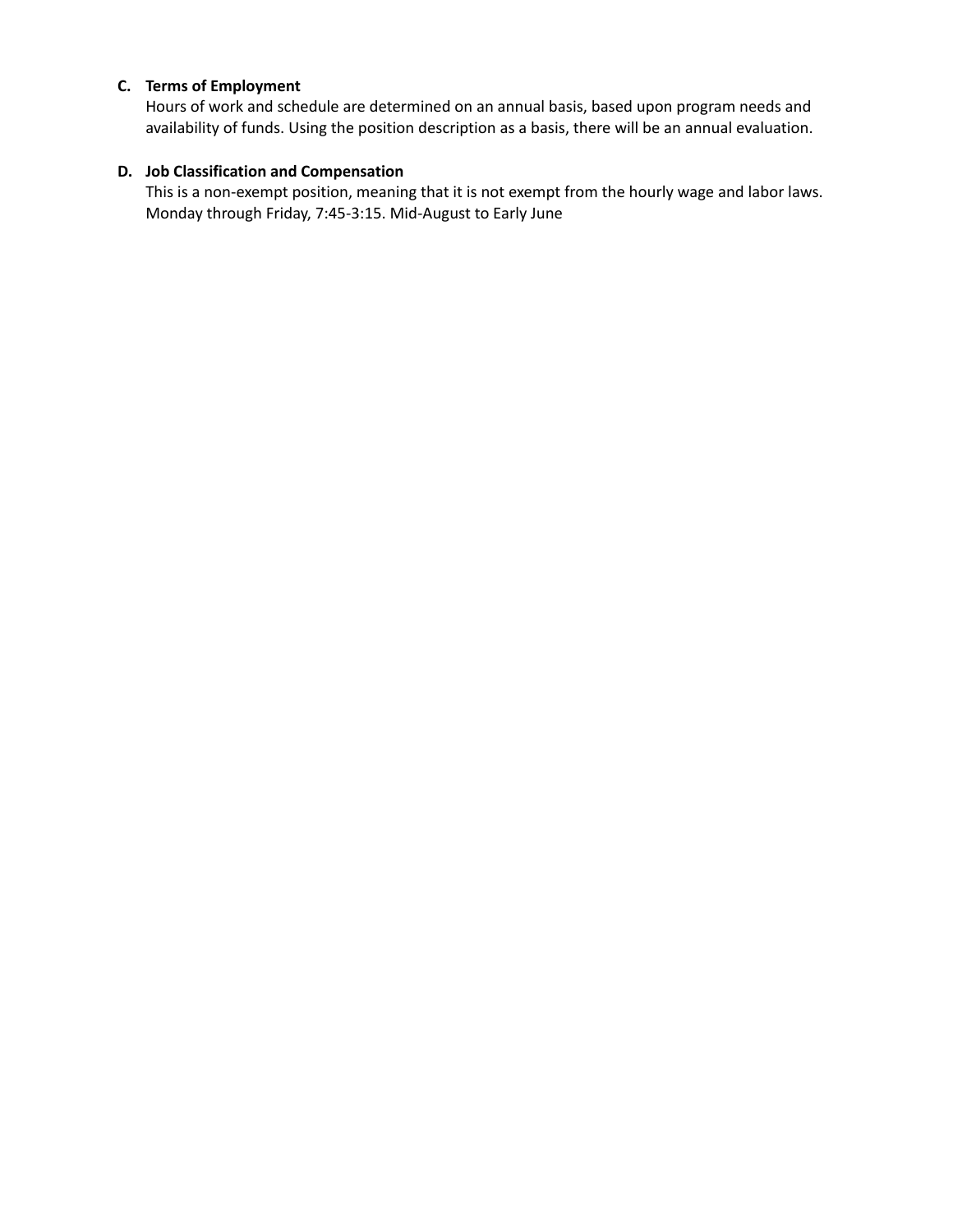**C. Terms of Employment**

Hours of work and schedule are determined on an annual basis, based upon program needs and availability of funds. Using the position description as a basis, there will be an annual evaluation.

**D. Job Classification and Compensation**

This is a non-exempt position, meaning that it is not exempt from the hourly wage and labor laws. Monday through Friday, 7:45-3:15. Mid-August to Early June